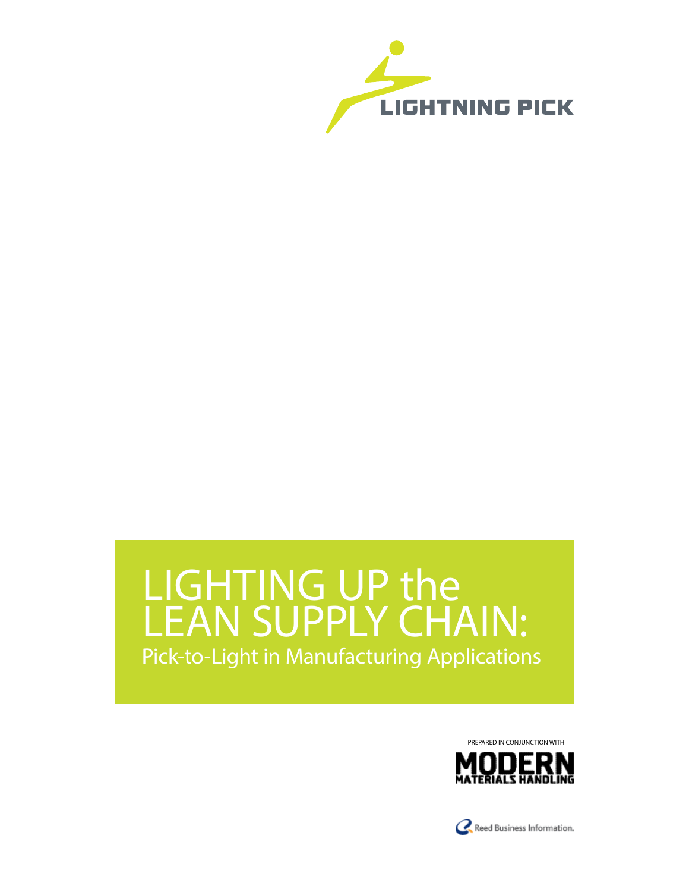LIGHTNING PICK

# LIGHTING UP the LEAN SUPPLY CHAIN:

## Pick-to-Light in Manufacturing Applications

PREPARED IN CONJUNCTION WITH

MODERN MATERIALS HANDLING

Reed Business Information.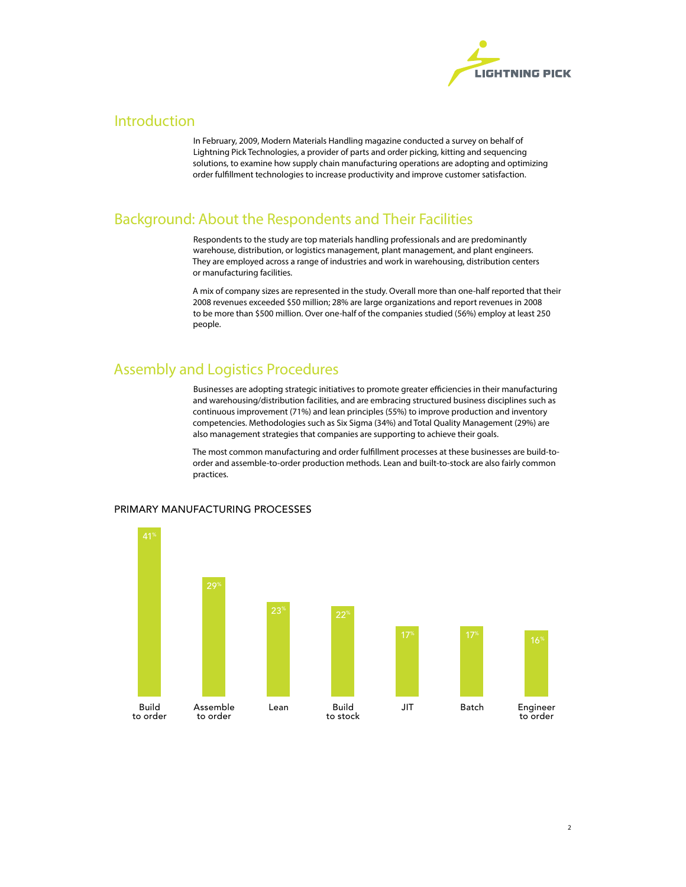## Introduction

In February, 2009, Modern Materials Handling magazine conducted a survey on behalf of Lightning Pick Technologies, a provider of parts and order picking, kitting and sequencing solutions, to examine how supply chain manufacturing operations are adopting and optimizing order fulfillment technologies to increase productivity and improve customer satisfaction.

## Background: About the Respondents and Their Facilities

Respondents to the study are top materials handling professionals and are predominantly warehouse, distribution, or logistics management, plant management, and plant engineers. They are employed across a range of industries and work in warehousing, distribution centers or manufacturing facilities.

A mix of company sizes are represented in the study. Overall more than one-half reported that their 2008 revenues exceeded $50 million; 28% are large organizations and report revenues in 2008 to be more than $500 million. Over one-half of the companies studied (56%) employ at least 250 people.

## Assembly and Logistics Procedures

Businesses are adopting strategic initiatives to promote greater efficiencies in their manufacturing and warehousing/distribution facilities, and are embracing structured business disciplines such as continuous improvement (71%) and lean principles (55%) to improve production and inventory competencies. Methodologies such as Six Sigma (34%) and Total Quality Management (29%) are also management strategies that companies are supporting to achieve their goals.

The most common manufacturing and order fulfillment processes at these businesses are build-to-order and assemble-to-order production methods. Lean and built-to-stock are also fairly common practices.

### PRIMARY MANUFACTURING PROCESSES

| Process | Percentage |
|---|---|
| Build to order | 41% |
| Assemble to order | 29% |
| Lean | 23% |
| Build to stock | 22% |
| JIT | 17% |
| Batch | 17% |
| Engineer to order | 16% |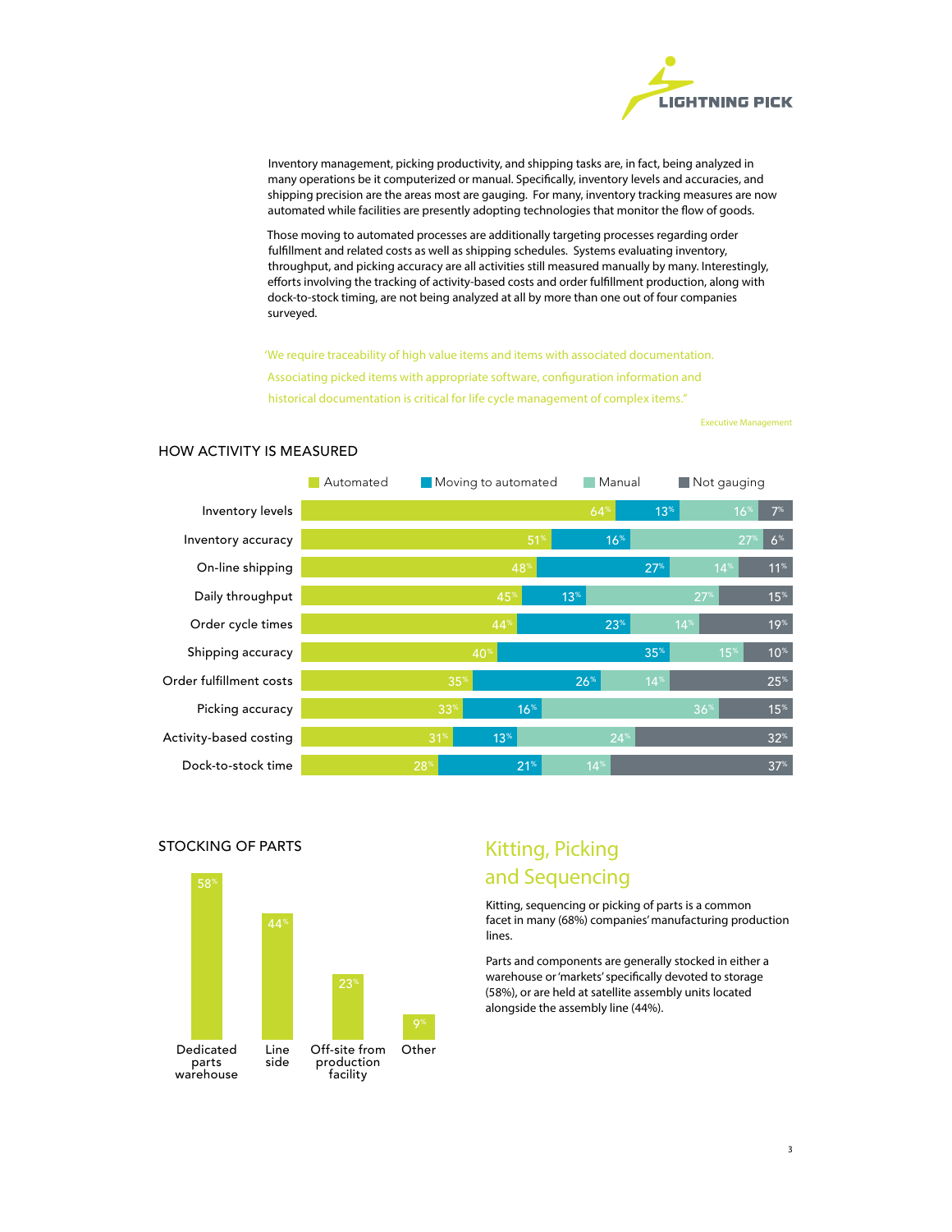Inventory management, picking productivity, and shipping tasks are, in fact, being analyzed in many operations be it computerized or manual. Specifically, inventory levels and accuracies, and shipping precision are the areas most are gauging. For many, inventory tracking measures are now automated while facilities are presently adopting technologies that monitor the flow of goods.

Those moving to automated processes are additionally targeting processes regarding order fulfillment and related costs as well as shipping schedules. Systems evaluating inventory, throughput, and picking accuracy are all activities still measured manually by many. Interestingly, efforts involving the tracking of activity-based costs and order fulfillment production, along with dock-to-stock timing, are not being analyzed at all by more than one out of four companies surveyed.

> 'We require traceability of high value items and items with associated documentation. Associating picked items with appropriate software, configuration information and historical documentation is critical for life cycle management of complex items."
>
> Executive Management

## HOW ACTIVITY IS MEASURED

| | Automated | Moving to automated | Manual | Not gauging |
|---|---|---|---|---|
| Inventory levels | 64% | 13% | 16% | 7% |
| Inventory accuracy | 51% | 16% | 27% | 6% |
| On-line shipping | 48% | 27% | 14% | 11% |
| Daily throughput | 45% | 13% | 27% | 15% |
| Order cycle times | 44% | 23% | 14% | 19% |
| Shipping accuracy | 40% | 35% | 15% | 10% |
| Order fulfillment costs | 35% | 26% | 14% | 25% |
| Picking accuracy | 33% | 16% | 36% | 15% |
| Activity-based costing | 31% | 13% | 24% | 32% |
| Dock-to-stock time | 28% | 21% | 14% | 37% |

## STOCKING OF PARTS

| Dedicated parts warehouse | Line side | Off-site from production facility | Other |
|---|---|---|---|
| 58% | 44% | 23% | 9% |

## Kitting, Picking and Sequencing

Kitting, sequencing or picking of parts is a common facet in many (68%) companies' manufacturing production lines.

Parts and components are generally stocked in either a warehouse or 'markets' specifically devoted to storage (58%), or are held at satellite assembly units located alongside the assembly line (44%).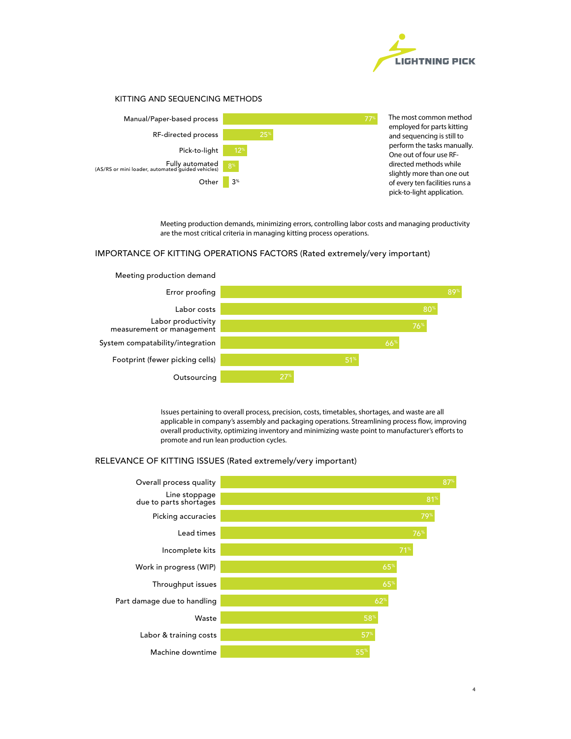## KITTING AND SEQUENCING METHODS

| Method | % |
|---|---|
| Manual/Paper-based process | 77% |
| RF-directed process | 25% |
| Pick-to-light | 12% |
| Fully automated (AS/RS or mini loader, automated guided vehicles) | 8% |
| Other | 3% |

The most common method employed for parts kitting and sequencing is still to perform the tasks manually. One out of four use RF-directed methods while slightly more than one out of every ten facilities runs a pick-to-light application.

Meeting production demands, minimizing errors, controlling labor costs and managing productivity are the most critical criteria in managing kitting process operations.

## IMPORTANCE OF KITTING OPERATIONS FACTORS (Rated extremely/very important)

| Factor | % |
|---|---|
| Meeting production demand | |
| Error proofing | 89% |
| Labor costs | 80% |
| Labor productivity measurement or management | 76% |
| System compatability/integration | 66% |
| Footprint (fewer picking cells) | 51% |
| Outsourcing | 27% |

Issues pertaining to overall process, precision, costs, timetables, shortages, and waste are all applicable in company's assembly and packaging operations. Streamlining process flow, improving overall productivity, optimizing inventory and minimizing waste point to manufacturer's efforts to promote and run lean production cycles.

## RELEVANCE OF KITTING ISSUES (Rated extremely/very important)

| Issue | % |
|---|---|
| Overall process quality | 87% |
| Line stoppage due to parts shortages | 81% |
| Picking accuracies | 79% |
| Lead times | 76% |
| Incomplete kits | 71% |
| Work in progress (WIP) | 65% |
| Throughput issues | 65% |
| Part damage due to handling | 62% |
| Waste | 58% |
| Labor & training costs | 57% |
| Machine downtime | 55% |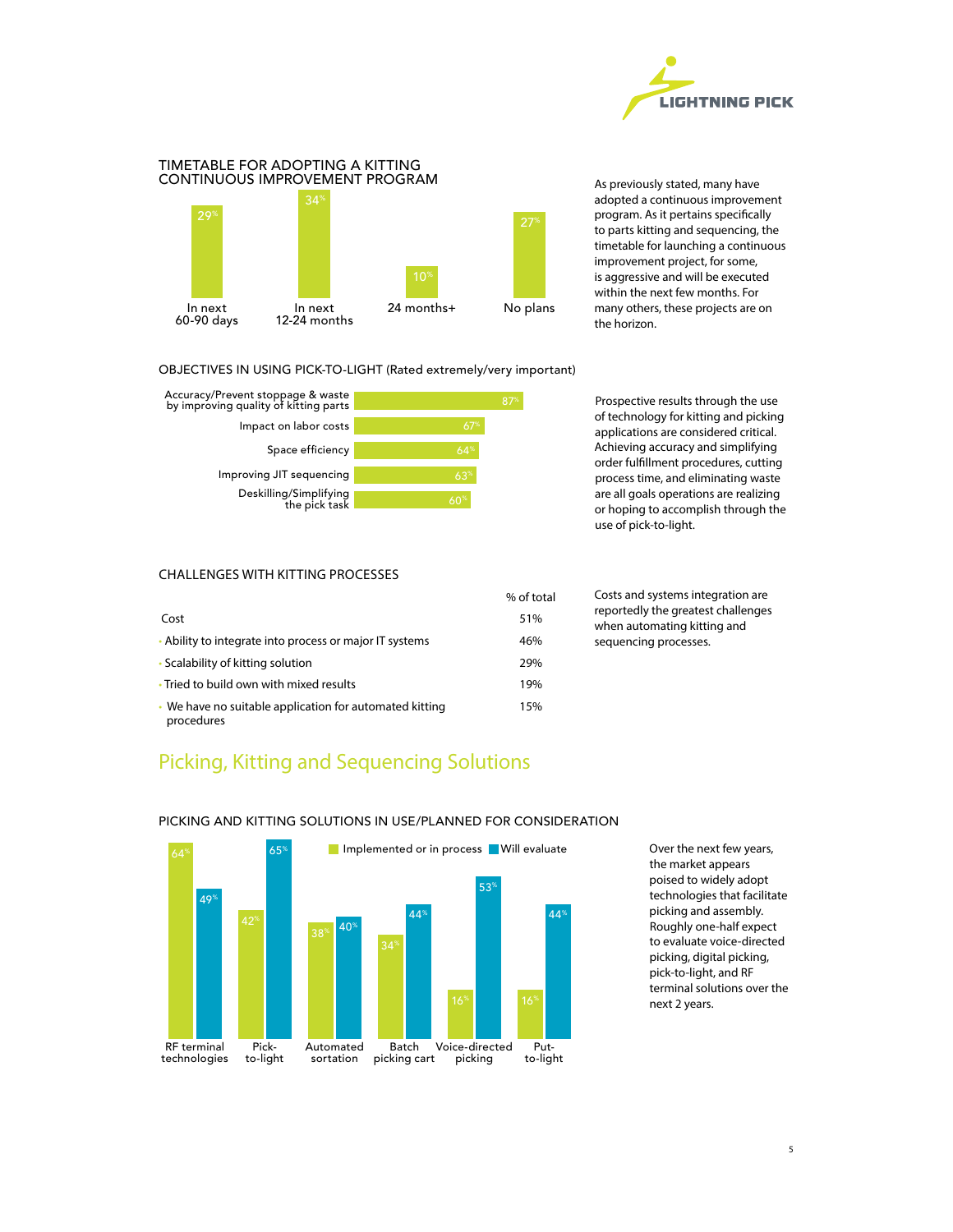### TIMETABLE FOR ADOPTING A KITTING CONTINUOUS IMPROVEMENT PROGRAM

| Timetable | % |
|---|---|
| In next 60-90 days | 29% |
| In next 12-24 months | 34% |
| 24 months+ | 10% |
| No plans | 27% |

As previously stated, many have adopted a continuous improvement program. As it pertains specifically to parts kitting and sequencing, the timetable for launching a continuous improvement project, for some, is aggressive and will be executed within the next few months. For many others, these projects are on the horizon.

### OBJECTIVES IN USING PICK-TO-LIGHT (Rated extremely/very important)

| Objective | % |
|---|---|
| Accuracy/Prevent stoppage & waste by improving quality of kitting parts | 87% |
| Impact on labor costs | 67% |
| Space efficiency | 64% |
| Improving JIT sequencing | 63% |
| Deskilling/Simplifying the pick task | 60% |

Prospective results through the use of technology for kitting and picking applications are considered critical. Achieving accuracy and simplifying order fulfillment procedures, cutting process time, and eliminating waste are all goals operations are realizing or hoping to accomplish through the use of pick-to-light.

### CHALLENGES WITH KITTING PROCESSES

| | % of total |
|---|---|
| Cost | 51% |
| Ability to integrate into process or major IT systems | 46% |
| Scalability of kitting solution | 29% |
| Tried to build own with mixed results | 19% |
| We have no suitable application for automated kitting procedures | 15% |

Costs and systems integration are reportedly the greatest challenges when automating kitting and sequencing processes.

## Picking, Kitting and Sequencing Solutions

### PICKING AND KITTING SOLUTIONS IN USE/PLANNED FOR CONSIDERATION

| Solution | Implemented or in process | Will evaluate |
|---|---|---|
| RF terminal technologies | 64% | 49% |
| Pick-to-light | 42% | 65% |
| Automated sortation | 38% | 40% |
| Batch picking cart | 34% | 44% |
| Voice-directed picking | 16% | 53% |
| Put-to-light | 16% | 44% |

Over the next few years, the market appears poised to widely adopt technologies that facilitate picking and assembly. Roughly one-half expect to evaluate voice-directed picking, digital picking, pick-to-light, and RF terminal solutions over the next 2 years.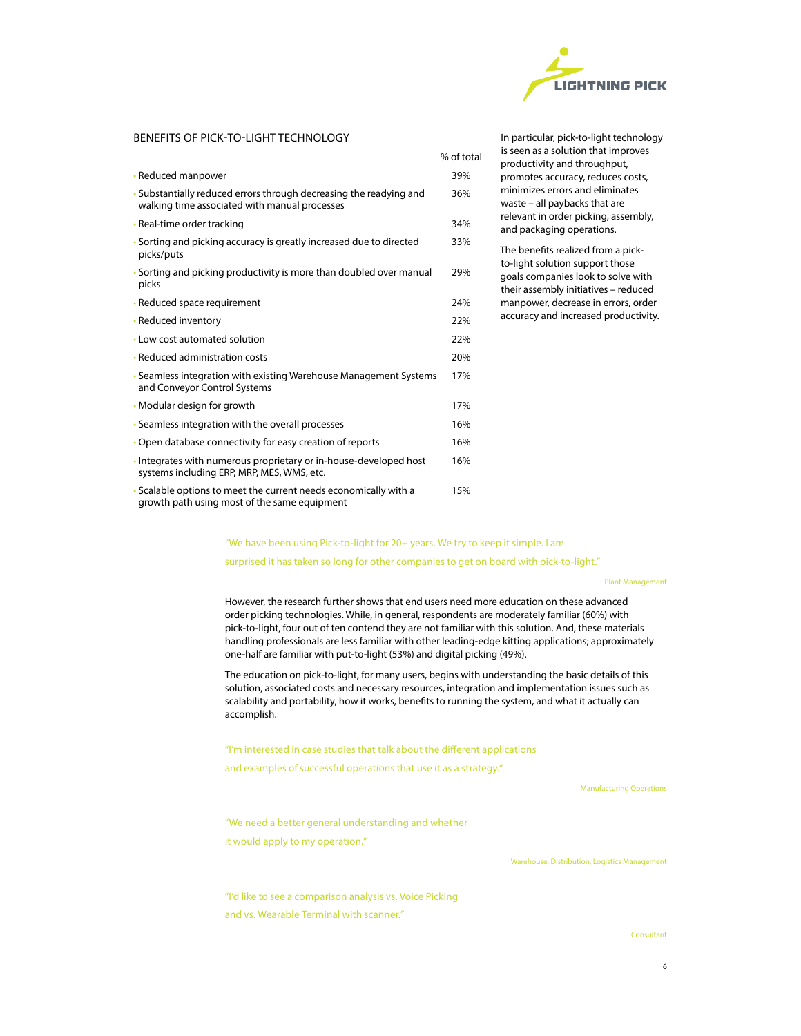## BENEFITS OF PICK-TO-LIGHT TECHNOLOGY

| | % of total |
|---|---|
| Reduced manpower | 39% |
| Substantially reduced errors through decreasing the readying and walking time associated with manual processes | 36% |
| Real-time order tracking | 34% |
| Sorting and picking accuracy is greatly increased due to directed picks/puts | 33% |
| Sorting and picking productivity is more than doubled over manual picks | 29% |
| Reduced space requirement | 24% |
| Reduced inventory | 22% |
| Low cost automated solution | 22% |
| Reduced administration costs | 20% |
| Seamless integration with existing Warehouse Management Systems and Conveyor Control Systems | 17% |
| Modular design for growth | 17% |
| Seamless integration with the overall processes | 16% |
| Open database connectivity for easy creation of reports | 16% |
| Integrates with numerous proprietary or in-house-developed host systems including ERP, MRP, MES, WMS, etc. | 16% |
| Scalable options to meet the current needs economically with a growth path using most of the same equipment | 15% |

In particular, pick-to-light technology is seen as a solution that improves productivity and throughput, promotes accuracy, reduces costs, minimizes errors and eliminates waste – all paybacks that are relevant in order picking, assembly, and packaging operations.

The benefits realized from a pick-to-light solution support those goals companies look to solve with their assembly initiatives – reduced manpower, decrease in errors, order accuracy and increased productivity.

> "We have been using Pick-to-light for 20+ years. We try to keep it simple. I am surprised it has taken so long for other companies to get on board with pick-to-light."
>
> Plant Management

However, the research further shows that end users need more education on these advanced order picking technologies. While, in general, respondents are moderately familiar (60%) with pick-to-light, four out of ten contend they are not familiar with this solution. And, these materials handling professionals are less familiar with other leading-edge kitting applications; approximately one-half are familiar with put-to-light (53%) and digital picking (49%).

The education on pick-to-light, for many users, begins with understanding the basic details of this solution, associated costs and necessary resources, integration and implementation issues such as scalability and portability, how it works, benefits to running the system, and what it actually can accomplish.

> "I'm interested in case studies that talk about the different applications and examples of successful operations that use it as a strategy."
>
> Manufacturing Operations

> "We need a better general understanding and whether it would apply to my operation."
>
> Warehouse, Distribution, Logistics Management

> "I'd like to see a comparison analysis vs. Voice Picking and vs. Wearable Terminal with scanner."
>
> Consultant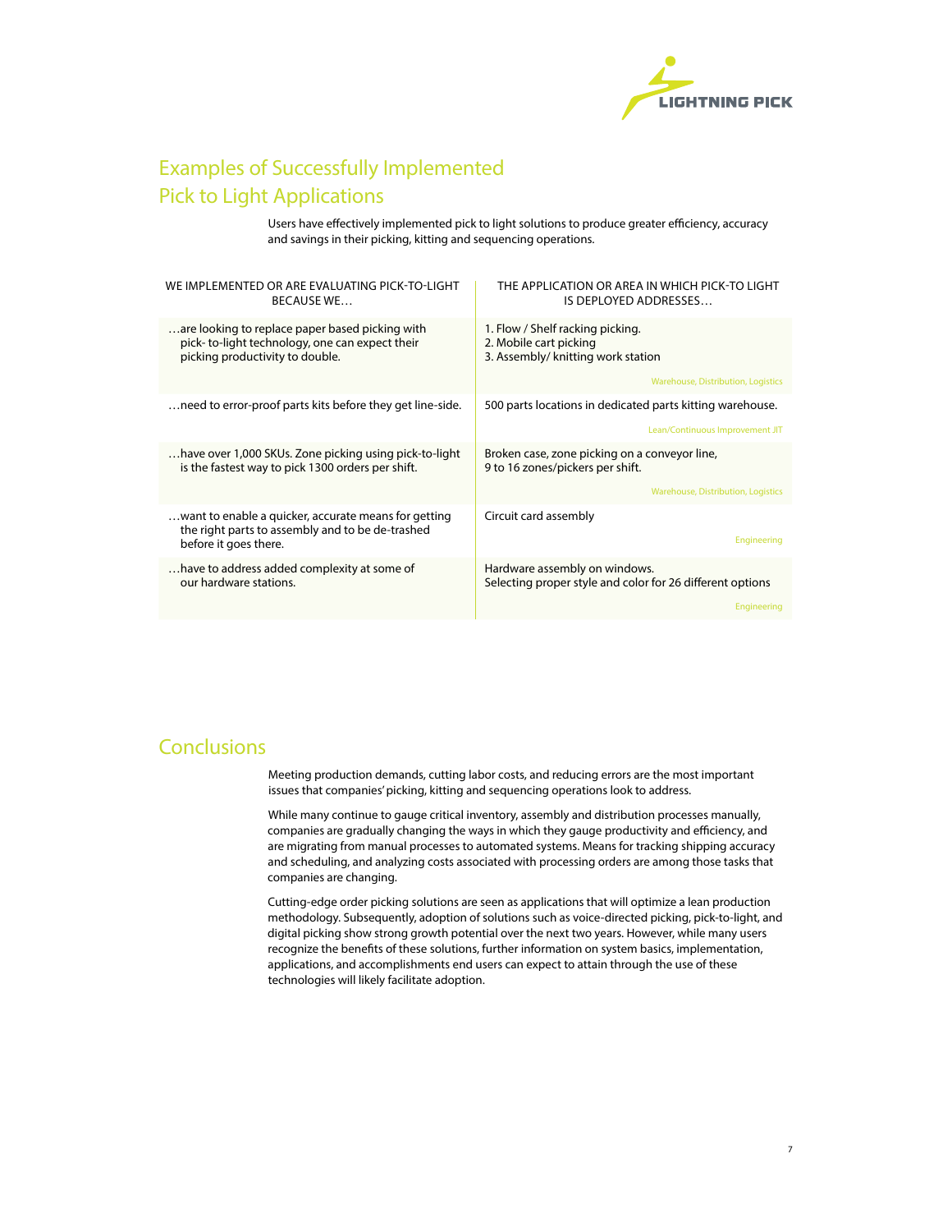## Examples of Successfully Implemented Pick to Light Applications

Users have effectively implemented pick to light solutions to produce greater efficiency, accuracy and savings in their picking, kitting and sequencing operations.

| WE IMPLEMENTED OR ARE EVALUATING PICK-TO-LIGHT BECAUSE WE… | THE APPLICATION OR AREA IN WHICH PICK-TO LIGHT IS DEPLOYED ADDRESSES… |
|---|---|
| …are looking to replace paper based picking with pick- to-light technology, one can expect their picking productivity to double. | 1. Flow / Shelf racking picking.<br>2. Mobile cart picking<br>3. Assembly/ knitting work station<br>Warehouse, Distribution, Logistics |
| …need to error-proof parts kits before they get line-side. | 500 parts locations in dedicated parts kitting warehouse.<br>Lean/Continuous Improvement JIT |
| …have over 1,000 SKUs. Zone picking using pick-to-light is the fastest way to pick 1300 orders per shift. | Broken case, zone picking on a conveyor line, 9 to 16 zones/pickers per shift.<br>Warehouse, Distribution, Logistics |
| …want to enable a quicker, accurate means for getting the right parts to assembly and to be de-trashed before it goes there. | Circuit card assembly<br>Engineering |
| …have to address added complexity at some of our hardware stations. | Hardware assembly on windows.<br>Selecting proper style and color for 26 different options<br>Engineering |

## Conclusions

Meeting production demands, cutting labor costs, and reducing errors are the most important issues that companies' picking, kitting and sequencing operations look to address.

While many continue to gauge critical inventory, assembly and distribution processes manually, companies are gradually changing the ways in which they gauge productivity and efficiency, and are migrating from manual processes to automated systems. Means for tracking shipping accuracy and scheduling, and analyzing costs associated with processing orders are among those tasks that companies are changing.

Cutting-edge order picking solutions are seen as applications that will optimize a lean production methodology. Subsequently, adoption of solutions such as voice-directed picking, pick-to-light, and digital picking show strong growth potential over the next two years. However, while many users recognize the benefits of these solutions, further information on system basics, implementation, applications, and accomplishments end users can expect to attain through the use of these technologies will likely facilitate adoption.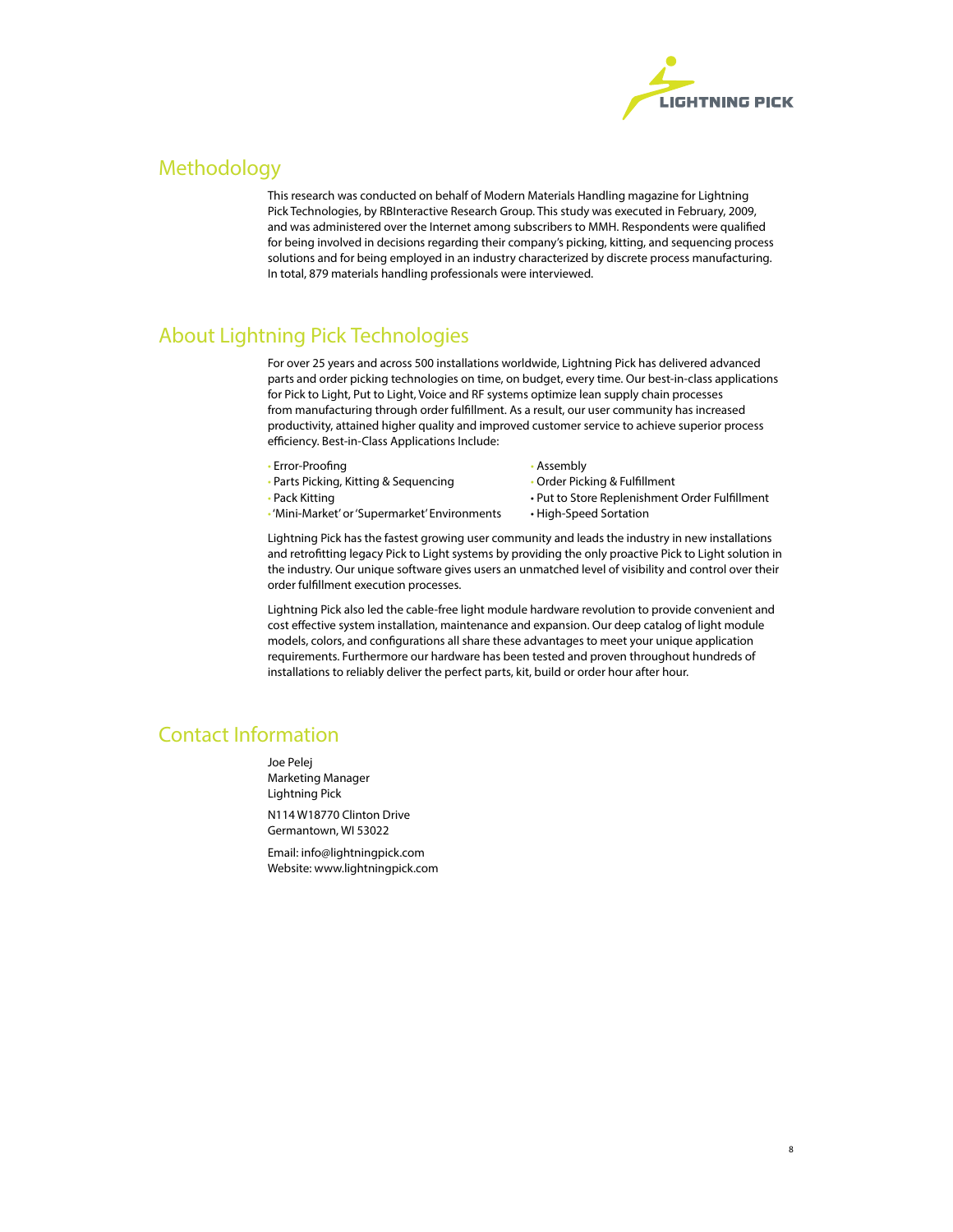## Methodology

This research was conducted on behalf of Modern Materials Handling magazine for Lightning Pick Technologies, by RBInteractive Research Group. This study was executed in February, 2009, and was administered over the Internet among subscribers to MMH. Respondents were qualified for being involved in decisions regarding their company's picking, kitting, and sequencing process solutions and for being employed in an industry characterized by discrete process manufacturing. In total, 879 materials handling professionals were interviewed.

## About Lightning Pick Technologies

For over 25 years and across 500 installations worldwide, Lightning Pick has delivered advanced parts and order picking technologies on time, on budget, every time. Our best-in-class applications for Pick to Light, Put to Light, Voice and RF systems optimize lean supply chain processes from manufacturing through order fulfillment. As a result, our user community has increased productivity, attained higher quality and improved customer service to achieve superior process efficiency. Best-in-Class Applications Include:

- Error-Proofing
- Parts Picking, Kitting & Sequencing
- Pack Kitting
- 'Mini-Market' or 'Supermarket' Environments
- Assembly
- Order Picking & Fulfillment
- Put to Store Replenishment Order Fulfillment
- High-Speed Sortation

Lightning Pick has the fastest growing user community and leads the industry in new installations and retrofitting legacy Pick to Light systems by providing the only proactive Pick to Light solution in the industry. Our unique software gives users an unmatched level of visibility and control over their order fulfillment execution processes.

Lightning Pick also led the cable-free light module hardware revolution to provide convenient and cost effective system installation, maintenance and expansion. Our deep catalog of light module models, colors, and configurations all share these advantages to meet your unique application requirements. Furthermore our hardware has been tested and proven throughout hundreds of installations to reliably deliver the perfect parts, kit, build or order hour after hour.

## Contact Information

Joe Pelej
Marketing Manager
Lightning Pick

N114 W18770 Clinton Drive
Germantown, WI 53022

Email: info@lightningpick.com
Website: www.lightningpick.com